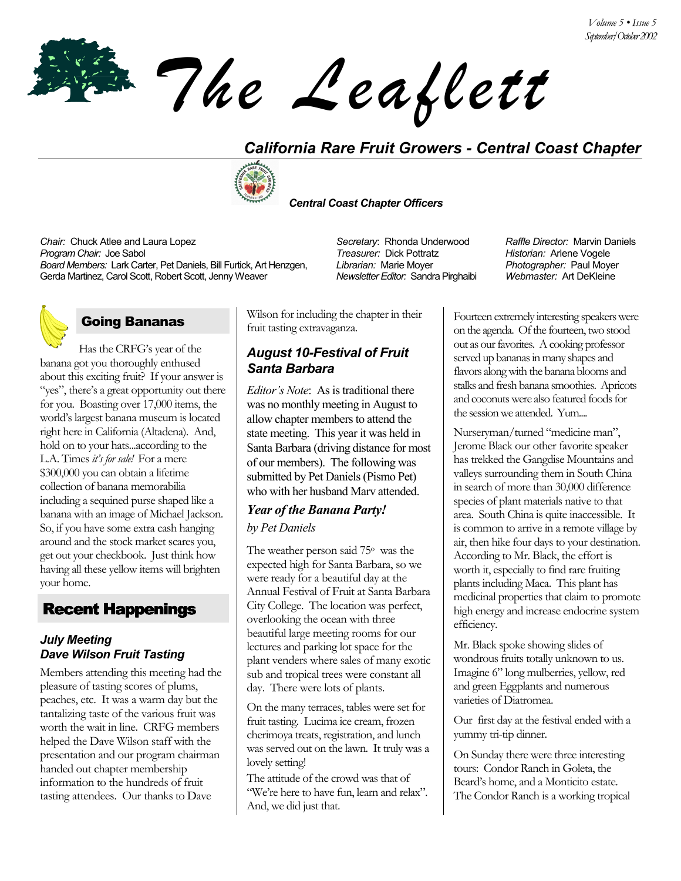# The Leaflett

## California Rare Fruit Growers - Central Coast Chapter

***Central Coast Chapter Officers***

*Chair:* Chuck Atlee and Laura Lopez
*Program Chair:* Joe Sabol
*Board Members:* Lark Carter, Pet Daniels, Bill Furtick, Art Henzgen, Gerda Martinez, Carol Scott, Robert Scott, Jenny Weaver

*Secretary*: Rhonda Underwood
*Treasurer:* Dick Pottratz
*Librarian:* Marie Moyer
*Newsletter Editor:* Sandra Pirghaibi

*Raffle Director:* Marvin Daniels
*Historian:* Arlene Vogele
*Photographer:* Paul Moyer
*Webmaster:* Art DeKleine

## Going Bananas

Has the CRFG's year of the banana got you thoroughly enthused about this exciting fruit? If your answer is "yes", there's a great opportunity out there for you. Boasting over 17,000 items, the world's largest banana museum is located right here in California (Altadena). And, hold on to your hats...according to the L.A. Times *it's for sale!* For a mere $300,000 you can obtain a lifetime collection of banana memorabilia including a sequined purse shaped like a banana with an image of Michael Jackson. So, if you have some extra cash hanging around and the stock market scares you, get out your checkbook. Just think how having all these yellow items will brighten your home.

## Recent Happenings

### *July Meeting Dave Wilson Fruit Tasting*

Members attending this meeting had the pleasure of tasting scores of plums, peaches, etc. It was a warm day but the tantalizing taste of the various fruit was worth the wait in line. CRFG members helped the Dave Wilson staff with the presentation and our program chairman handed out chapter membership information to the hundreds of fruit tasting attendees. Our thanks to Dave Wilson for including the chapter in their fruit tasting extravaganza.

### *August 10-Festival of Fruit Santa Barbara*

*Editor's Note*: As is traditional there was no monthly meeting in August to allow chapter members to attend the state meeting. This year it was held in Santa Barbara (driving distance for most of our members). The following was submitted by Pet Daniels (Pismo Pet) who with her husband Marv attended.

### *Year of the Banana Party!*

*by Pet Daniels*

The weather person said 75º was the expected high for Santa Barbara, so we were ready for a beautiful day at the Annual Festival of Fruit at Santa Barbara City College. The location was perfect, overlooking the ocean with three beautiful large meeting rooms for our lectures and parking lot space for the plant venders where sales of many exotic sub and tropical trees were constant all day. There were lots of plants.

On the many terraces, tables were set for fruit tasting. Lucima ice cream, frozen cherimoya treats, registration, and lunch was served out on the lawn. It truly was a lovely setting!

The attitude of the crowd was that of "We're here to have fun, learn and relax". And, we did just that.

Fourteen extremely interesting speakers were on the agenda. Of the fourteen, two stood out as our favorites. A cooking professor served up bananas in many shapes and flavors along with the banana blooms and stalks and fresh banana smoothies. Apricots and coconuts were also featured foods for the session we attended. Yum....

Nurseryman/turned "medicine man", Jerome Black our other favorite speaker has trekked the Gangdise Mountains and valleys surrounding them in South China in search of more than 30,000 difference species of plant materials native to that area. South China is quite inaccessible. It is common to arrive in a remote village by air, then hike four days to your destination. According to Mr. Black, the effort is worth it, especially to find rare fruiting plants including Maca. This plant has medicinal properties that claim to promote high energy and increase endocrine system efficiency.

Mr. Black spoke showing slides of wondrous fruits totally unknown to us. Imagine 6" long mulberries, yellow, red and green Eggplants and numerous varieties of Diatromea.

Our first day at the festival ended with a yummy tri-tip dinner.

On Sunday there were three interesting tours: Condor Ranch in Goleta, the Beard's home, and a Monticito estate. The Condor Ranch is a working tropical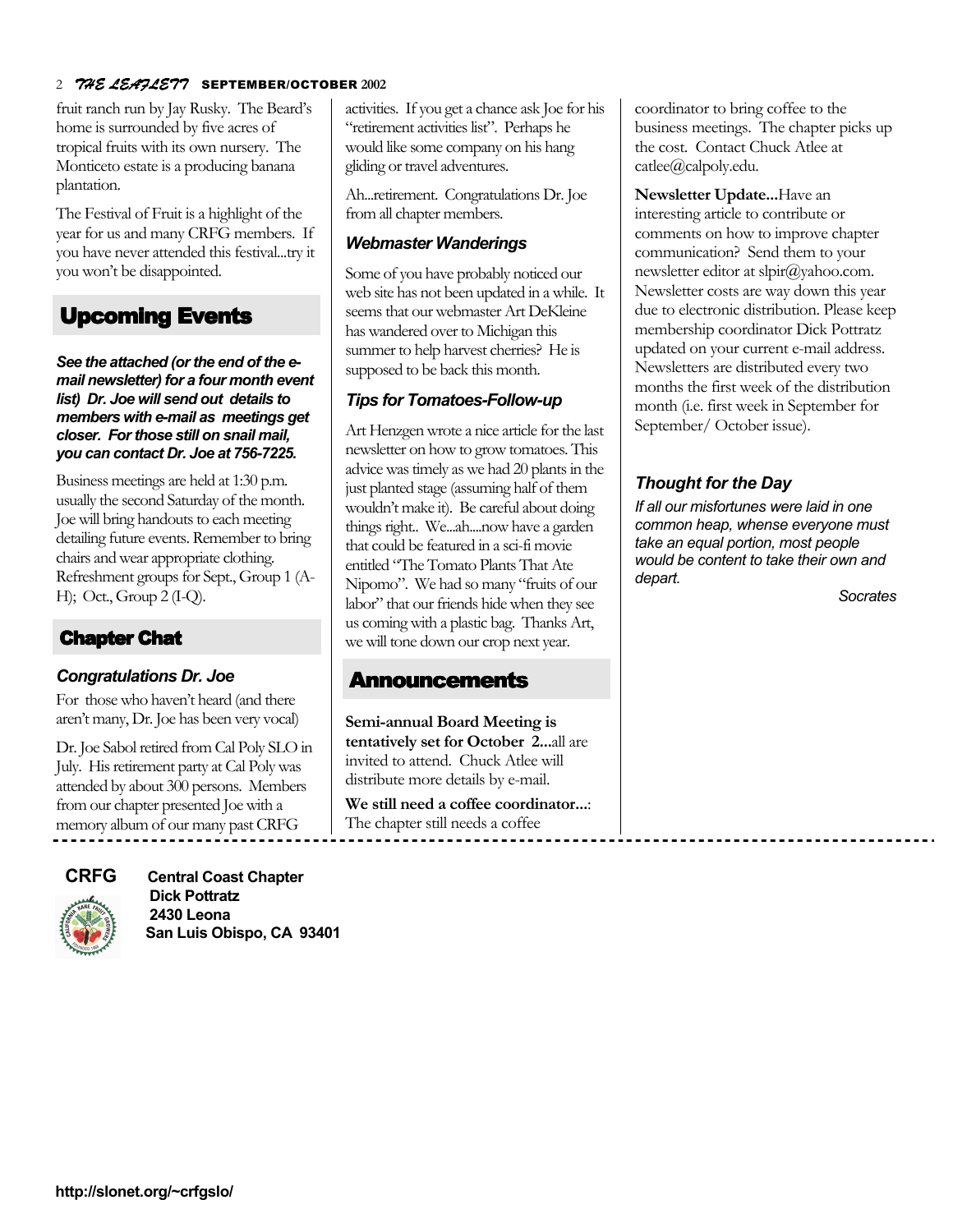fruit ranch run by Jay Rusky. The Beard's home is surrounded by five acres of tropical fruits with its own nursery. The Monticeto estate is a producing banana plantation.

The Festival of Fruit is a highlight of the year for us and many CRFG members. If you have never attended this festival...try it you won't be disappointed.

## Upcoming Events

***See the attached (or the end of the e-mail newsletter) for a four month event list) Dr. Joe will send out details to members with e-mail as meetings get closer. For those still on snail mail, you can contact Dr. Joe at 756-7225.***

Business meetings are held at 1:30 p.m. usually the second Saturday of the month. Joe will bring handouts to each meeting detailing future events. Remember to bring chairs and wear appropriate clothing. Refreshment groups for Sept., Group 1 (A-H); Oct., Group 2 (I-Q).

## Chapter Chat

### *Congratulations Dr. Joe*

For those who haven't heard (and there aren't many, Dr. Joe has been very vocal)

Dr. Joe Sabol retired from Cal Poly SLO in July. His retirement party at Cal Poly was attended by about 300 persons. Members from our chapter presented Joe with a memory album of our many past CRFG activities. If you get a chance ask Joe for his "retirement activities list". Perhaps he would like some company on his hang gliding or travel adventures.

Ah...retirement. Congratulations Dr. Joe from all chapter members.

### *Webmaster Wanderings*

Some of you have probably noticed our web site has not been updated in a while. It seems that our webmaster Art DeKleine has wandered over to Michigan this summer to help harvest cherries? He is supposed to be back this month.

### *Tips for Tomatoes-Follow-up*

Art Henzgen wrote a nice article for the last newsletter on how to grow tomatoes. This advice was timely as we had 20 plants in the just planted stage (assuming half of them wouldn't make it). Be careful about doing things right.. We...ah....now have a garden that could be featured in a sci-fi movie entitled "The Tomato Plants That Ate Nipomo". We had so many "fruits of our labor" that our friends hide when they see us coming with a plastic bag. Thanks Art, we will tone down our crop next year.

## Announcements

**Semi-annual Board Meeting is tentatively set for October 2...**all are invited to attend. Chuck Atlee will distribute more details by e-mail.

**We still need a coffee coordinator...**: The chapter still needs a coffee coordinator to bring coffee to the business meetings. The chapter picks up the cost. Contact Chuck Atlee at catlee@calpoly.edu.

**Newsletter Update...**Have an interesting article to contribute or comments on how to improve chapter communication? Send them to your newsletter editor at slpir@yahoo.com. Newsletter costs are way down this year due to electronic distribution. Please keep membership coordinator Dick Pottratz updated on your current e-mail address. Newsletters are distributed every two months the first week of the distribution month (i.e. first week in September for September/ October issue).

### *Thought for the Day*

*If all our misfortunes were laid in one common heap, whense everyone must take an equal portion, most people would be content to take their own and depart.*

*Socrates*

---

**CRFG** **Central Coast Chapter**
**Dick Pottratz**
**2430 Leona**
**San Luis Obispo, CA 93401**

**http://slonet.org/~crfgslo/**